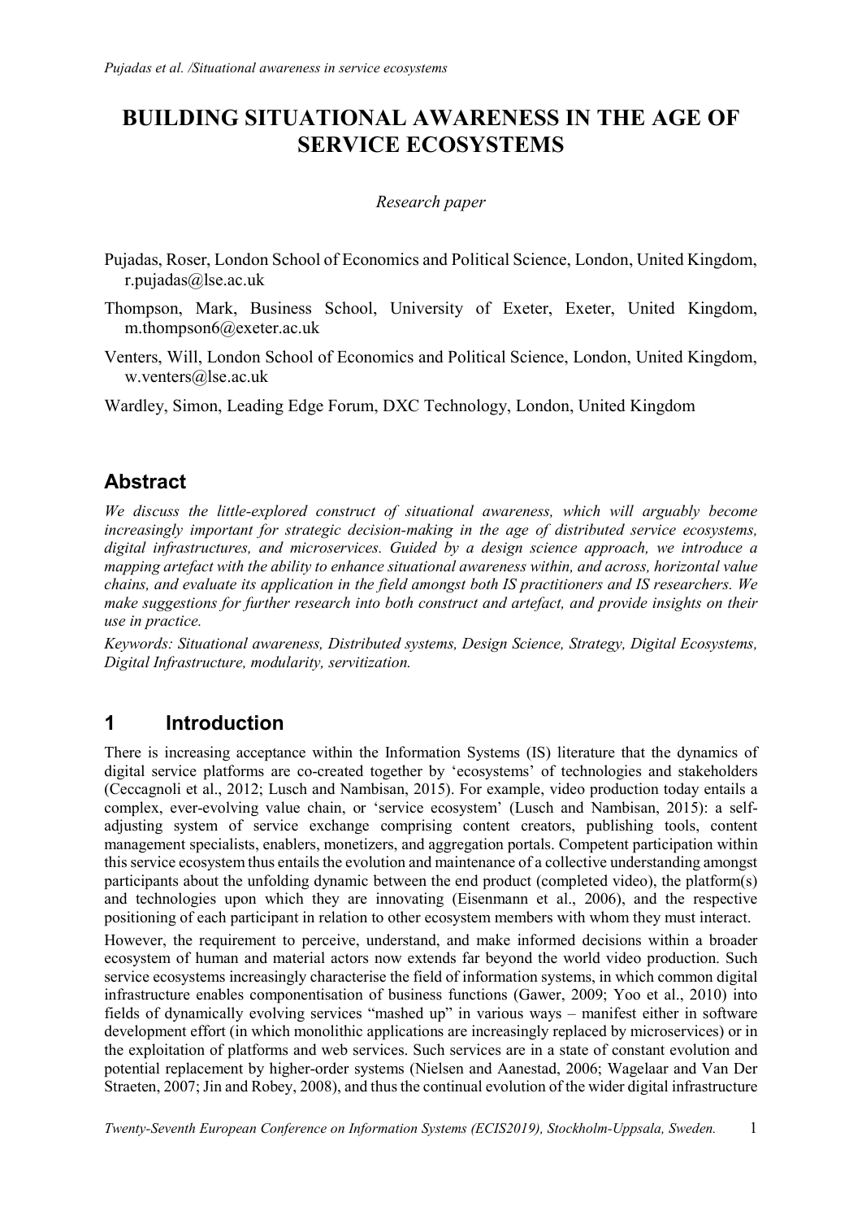# BUILDING SITUATIONAL AWARENESS IN THE AGE OF SERVICE ECOSYSTEMS

*Research paper*

Pujadas, Roser, London School of Economics and Political Science, London, United Kingdom, r.pujadas@lse.ac.uk

Thompson, Mark, Business School, University of Exeter, Exeter, United Kingdom, m.thompson6@exeter.ac.uk

Venters, Will, London School of Economics and Political Science, London, United Kingdom, w.venters@lse.ac.uk

Wardley, Simon, Leading Edge Forum, DXC Technology, London, United Kingdom

## Abstract

*We discuss the little-explored construct of situational awareness, which will arguably become increasingly important for strategic decision-making in the age of distributed service ecosystems, digital infrastructures, and microservices. Guided by a design science approach, we introduce a mapping artefact with the ability to enhance situational awareness within, and across, horizontal value chains, and evaluate its application in the field amongst both IS practitioners and IS researchers. We make suggestions for further research into both construct and artefact, and provide insights on their use in practice.*

*Keywords: Situational awareness, Distributed systems, Design Science, Strategy, Digital Ecosystems, Digital Infrastructure, modularity, servitization.*

## 1 Introduction

There is increasing acceptance within the Information Systems (IS) literature that the dynamics of digital service platforms are co-created together by 'ecosystems' of technologies and stakeholders (Ceccagnoli et al., 2012; Lusch and Nambisan, 2015). For example, video production today entails a complex, ever-evolving value chain, or 'service ecosystem' (Lusch and Nambisan, 2015): a self-adjusting system of service exchange comprising content creators, publishing tools, content management specialists, enablers, monetizers, and aggregation portals. Competent participation within this service ecosystem thus entails the evolution and maintenance of a collective understanding amongst participants about the unfolding dynamic between the end product (completed video), the platform(s) and technologies upon which they are innovating (Eisenmann et al., 2006), and the respective positioning of each participant in relation to other ecosystem members with whom they must interact.

However, the requirement to perceive, understand, and make informed decisions within a broader ecosystem of human and material actors now extends far beyond the world video production. Such service ecosystems increasingly characterise the field of information systems, in which common digital infrastructure enables componentisation of business functions (Gawer, 2009; Yoo et al., 2010) into fields of dynamically evolving services "mashed up" in various ways – manifest either in software development effort (in which monolithic applications are increasingly replaced by microservices) or in the exploitation of platforms and web services. Such services are in a state of constant evolution and potential replacement by higher-order systems (Nielsen and Aanestad, 2006; Wagelaar and Van Der Straeten, 2007; Jin and Robey, 2008), and thus the continual evolution of the wider digital infrastructure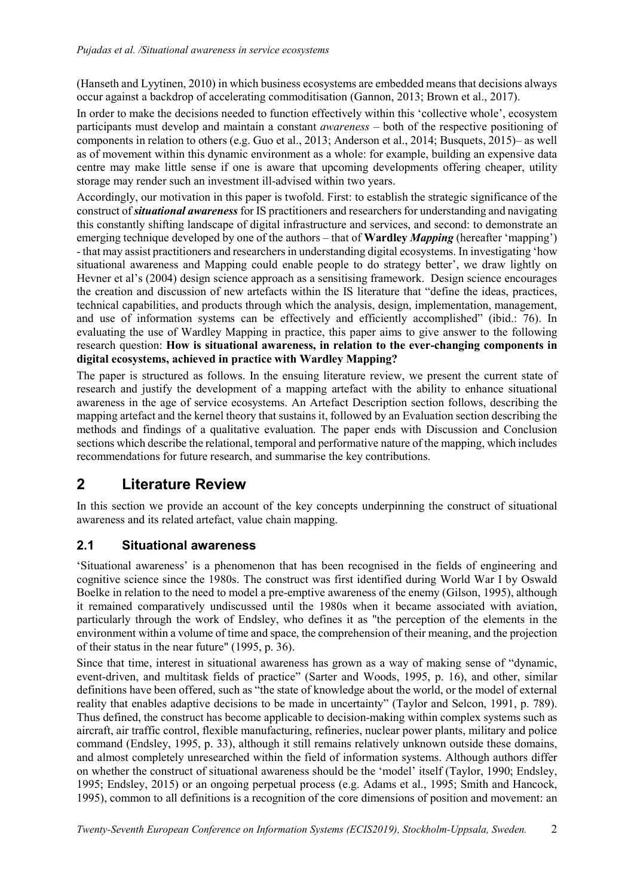(Hanseth and Lyytinen, 2010) in which business ecosystems are embedded means that decisions always occur against a backdrop of accelerating commoditisation (Gannon, 2013; Brown et al., 2017).

In order to make the decisions needed to function effectively within this 'collective whole', ecosystem participants must develop and maintain a constant *awareness* – both of the respective positioning of components in relation to others (e.g. Guo et al., 2013; Anderson et al., 2014; Busquets, 2015)– as well as of movement within this dynamic environment as a whole: for example, building an expensive data centre may make little sense if one is aware that upcoming developments offering cheaper, utility storage may render such an investment ill-advised within two years.

Accordingly, our motivation in this paper is twofold. First: to establish the strategic significance of the construct of ***situational awareness*** for IS practitioners and researchers for understanding and navigating this constantly shifting landscape of digital infrastructure and services, and second: to demonstrate an emerging technique developed by one of the authors – that of **Wardley *Mapping*** (hereafter 'mapping') - that may assist practitioners and researchers in understanding digital ecosystems. In investigating 'how situational awareness and Mapping could enable people to do strategy better', we draw lightly on Hevner et al's (2004) design science approach as a sensitising framework. Design science encourages the creation and discussion of new artefacts within the IS literature that "define the ideas, practices, technical capabilities, and products through which the analysis, design, implementation, management, and use of information systems can be effectively and efficiently accomplished" (ibid.: 76). In evaluating the use of Wardley Mapping in practice, this paper aims to give answer to the following research question: **How is situational awareness, in relation to the ever-changing components in digital ecosystems, achieved in practice with Wardley Mapping?**

The paper is structured as follows. In the ensuing literature review, we present the current state of research and justify the development of a mapping artefact with the ability to enhance situational awareness in the age of service ecosystems. An Artefact Description section follows, describing the mapping artefact and the kernel theory that sustains it, followed by an Evaluation section describing the methods and findings of a qualitative evaluation. The paper ends with Discussion and Conclusion sections which describe the relational, temporal and performative nature of the mapping, which includes recommendations for future research, and summarise the key contributions.

# 2 Literature Review

In this section we provide an account of the key concepts underpinning the construct of situational awareness and its related artefact, value chain mapping.

## 2.1 Situational awareness

'Situational awareness' is a phenomenon that has been recognised in the fields of engineering and cognitive science since the 1980s. The construct was first identified during World War I by Oswald Boelke in relation to the need to model a pre-emptive awareness of the enemy (Gilson, 1995), although it remained comparatively undiscussed until the 1980s when it became associated with aviation, particularly through the work of Endsley, who defines it as "the perception of the elements in the environment within a volume of time and space, the comprehension of their meaning, and the projection of their status in the near future" (1995, p. 36).

Since that time, interest in situational awareness has grown as a way of making sense of "dynamic, event-driven, and multitask fields of practice" (Sarter and Woods, 1995, p. 16), and other, similar definitions have been offered, such as "the state of knowledge about the world, or the model of external reality that enables adaptive decisions to be made in uncertainty" (Taylor and Selcon, 1991, p. 789). Thus defined, the construct has become applicable to decision-making within complex systems such as aircraft, air traffic control, flexible manufacturing, refineries, nuclear power plants, military and police command (Endsley, 1995, p. 33), although it still remains relatively unknown outside these domains, and almost completely unresearched within the field of information systems. Although authors differ on whether the construct of situational awareness should be the 'model' itself (Taylor, 1990; Endsley, 1995; Endsley, 2015) or an ongoing perpetual process (e.g. Adams et al., 1995; Smith and Hancock, 1995), common to all definitions is a recognition of the core dimensions of position and movement: an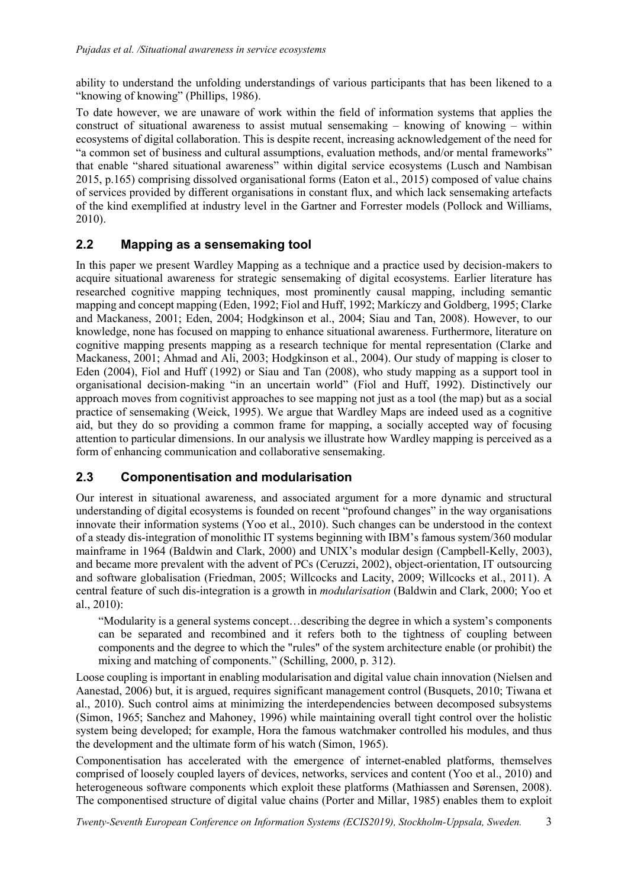ability to understand the unfolding understandings of various participants that has been likened to a "knowing of knowing" (Phillips, 1986).

To date however, we are unaware of work within the field of information systems that applies the construct of situational awareness to assist mutual sensemaking – knowing of knowing – within ecosystems of digital collaboration. This is despite recent, increasing acknowledgement of the need for "a common set of business and cultural assumptions, evaluation methods, and/or mental frameworks" that enable "shared situational awareness" within digital service ecosystems (Lusch and Nambisan 2015, p.165) comprising dissolved organisational forms (Eaton et al., 2015) composed of value chains of services provided by different organisations in constant flux, and which lack sensemaking artefacts of the kind exemplified at industry level in the Gartner and Forrester models (Pollock and Williams, 2010).

## 2.2 Mapping as a sensemaking tool

In this paper we present Wardley Mapping as a technique and a practice used by decision-makers to acquire situational awareness for strategic sensemaking of digital ecosystems. Earlier literature has researched cognitive mapping techniques, most prominently causal mapping, including semantic mapping and concept mapping (Eden, 1992; Fiol and Huff, 1992; Markíczy and Goldberg, 1995; Clarke and Mackaness, 2001; Eden, 2004; Hodgkinson et al., 2004; Siau and Tan, 2008). However, to our knowledge, none has focused on mapping to enhance situational awareness. Furthermore, literature on cognitive mapping presents mapping as a research technique for mental representation (Clarke and Mackaness, 2001; Ahmad and Ali, 2003; Hodgkinson et al., 2004). Our study of mapping is closer to Eden (2004), Fiol and Huff (1992) or Siau and Tan (2008), who study mapping as a support tool in organisational decision-making "in an uncertain world" (Fiol and Huff, 1992). Distinctively our approach moves from cognitivist approaches to see mapping not just as a tool (the map) but as a social practice of sensemaking (Weick, 1995). We argue that Wardley Maps are indeed used as a cognitive aid, but they do so providing a common frame for mapping, a socially accepted way of focusing attention to particular dimensions. In our analysis we illustrate how Wardley mapping is perceived as a form of enhancing communication and collaborative sensemaking.

## 2.3 Componentisation and modularisation

Our interest in situational awareness, and associated argument for a more dynamic and structural understanding of digital ecosystems is founded on recent "profound changes" in the way organisations innovate their information systems (Yoo et al., 2010). Such changes can be understood in the context of a steady dis-integration of monolithic IT systems beginning with IBM's famous system/360 modular mainframe in 1964 (Baldwin and Clark, 2000) and UNIX's modular design (Campbell-Kelly, 2003), and became more prevalent with the advent of PCs (Ceruzzi, 2002), object-orientation, IT outsourcing and software globalisation (Friedman, 2005; Willcocks and Lacity, 2009; Willcocks et al., 2011). A central feature of such dis-integration is a growth in *modularisation* (Baldwin and Clark, 2000; Yoo et al., 2010):

> "Modularity is a general systems concept…describing the degree in which a system's components can be separated and recombined and it refers both to the tightness of coupling between components and the degree to which the "rules" of the system architecture enable (or prohibit) the mixing and matching of components." (Schilling, 2000, p. 312).

Loose coupling is important in enabling modularisation and digital value chain innovation (Nielsen and Aanestad, 2006) but, it is argued, requires significant management control (Busquets, 2010; Tiwana et al., 2010). Such control aims at minimizing the interdependencies between decomposed subsystems (Simon, 1965; Sanchez and Mahoney, 1996) while maintaining overall tight control over the holistic system being developed; for example, Hora the famous watchmaker controlled his modules, and thus the development and the ultimate form of his watch (Simon, 1965).

Componentisation has accelerated with the emergence of internet-enabled platforms, themselves comprised of loosely coupled layers of devices, networks, services and content (Yoo et al., 2010) and heterogeneous software components which exploit these platforms (Mathiassen and Sørensen, 2008). The componentised structure of digital value chains (Porter and Millar, 1985) enables them to exploit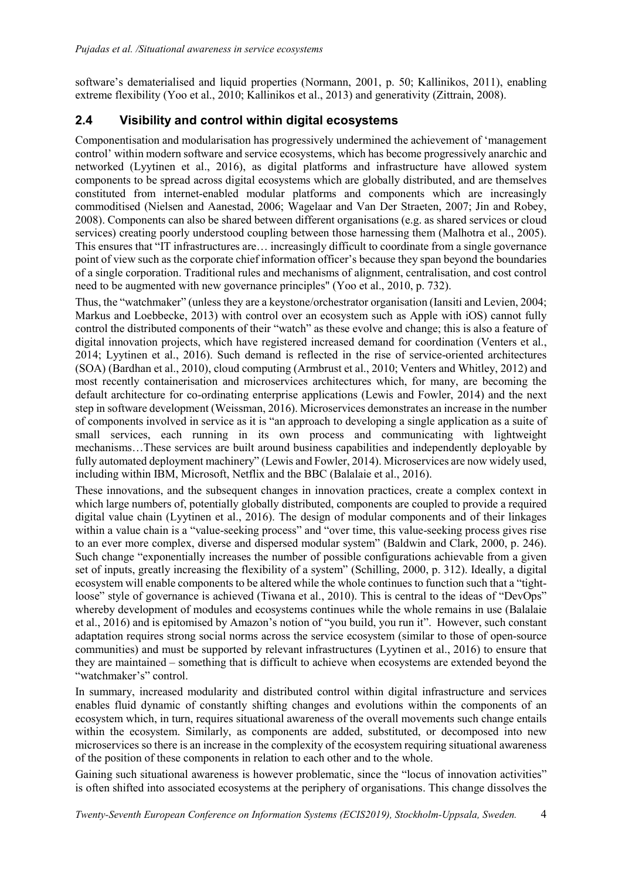software's dematerialised and liquid properties (Normann, 2001, p. 50; Kallinikos, 2011), enabling extreme flexibility (Yoo et al., 2010; Kallinikos et al., 2013) and generativity (Zittrain, 2008).

## 2.4 Visibility and control within digital ecosystems

Componentisation and modularisation has progressively undermined the achievement of 'management control' within modern software and service ecosystems, which has become progressively anarchic and networked (Lyytinen et al., 2016), as digital platforms and infrastructure have allowed system components to be spread across digital ecosystems which are globally distributed, and are themselves constituted from internet-enabled modular platforms and components which are increasingly commoditised (Nielsen and Aanestad, 2006; Wagelaar and Van Der Straeten, 2007; Jin and Robey, 2008). Components can also be shared between different organisations (e.g. as shared services or cloud services) creating poorly understood coupling between those harnessing them (Malhotra et al., 2005). This ensures that "IT infrastructures are… increasingly difficult to coordinate from a single governance point of view such as the corporate chief information officer's because they span beyond the boundaries of a single corporation. Traditional rules and mechanisms of alignment, centralisation, and cost control need to be augmented with new governance principles" (Yoo et al., 2010, p. 732).

Thus, the "watchmaker" (unless they are a keystone/orchestrator organisation (Iansiti and Levien, 2004; Markus and Loebbecke, 2013) with control over an ecosystem such as Apple with iOS) cannot fully control the distributed components of their "watch" as these evolve and change; this is also a feature of digital innovation projects, which have registered increased demand for coordination (Venters et al., 2014; Lyytinen et al., 2016). Such demand is reflected in the rise of service-oriented architectures (SOA) (Bardhan et al., 2010), cloud computing (Armbrust et al., 2010; Venters and Whitley, 2012) and most recently containerisation and microservices architectures which, for many, are becoming the default architecture for co-ordinating enterprise applications (Lewis and Fowler, 2014) and the next step in software development (Weissman, 2016). Microservices demonstrates an increase in the number of components involved in service as it is "an approach to developing a single application as a suite of small services, each running in its own process and communicating with lightweight mechanisms…These services are built around business capabilities and independently deployable by fully automated deployment machinery" (Lewis and Fowler, 2014). Microservices are now widely used, including within IBM, Microsoft, Netflix and the BBC (Balalaie et al., 2016).

These innovations, and the subsequent changes in innovation practices, create a complex context in which large numbers of, potentially globally distributed, components are coupled to provide a required digital value chain (Lyytinen et al., 2016). The design of modular components and of their linkages within a value chain is a "value-seeking process" and "over time, this value-seeking process gives rise to an ever more complex, diverse and dispersed modular system" (Baldwin and Clark, 2000, p. 246). Such change "exponentially increases the number of possible configurations achievable from a given set of inputs, greatly increasing the flexibility of a system" (Schilling, 2000, p. 312). Ideally, a digital ecosystem will enable components to be altered while the whole continues to function such that a "tight-loose" style of governance is achieved (Tiwana et al., 2010). This is central to the ideas of "DevOps" whereby development of modules and ecosystems continues while the whole remains in use (Balalaie et al., 2016) and is epitomised by Amazon's notion of "you build, you run it". However, such constant adaptation requires strong social norms across the service ecosystem (similar to those of open-source communities) and must be supported by relevant infrastructures (Lyytinen et al., 2016) to ensure that they are maintained – something that is difficult to achieve when ecosystems are extended beyond the "watchmaker's" control.

In summary, increased modularity and distributed control within digital infrastructure and services enables fluid dynamic of constantly shifting changes and evolutions within the components of an ecosystem which, in turn, requires situational awareness of the overall movements such change entails within the ecosystem. Similarly, as components are added, substituted, or decomposed into new microservices so there is an increase in the complexity of the ecosystem requiring situational awareness of the position of these components in relation to each other and to the whole.

Gaining such situational awareness is however problematic, since the "locus of innovation activities" is often shifted into associated ecosystems at the periphery of organisations. This change dissolves the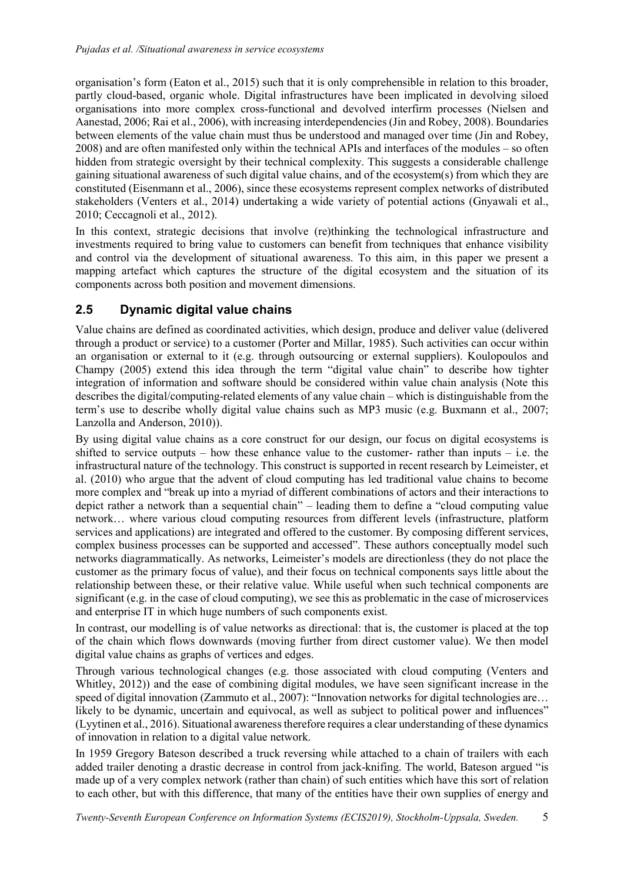organisation's form (Eaton et al., 2015) such that it is only comprehensible in relation to this broader, partly cloud-based, organic whole. Digital infrastructures have been implicated in devolving siloed organisations into more complex cross-functional and devolved interfirm processes (Nielsen and Aanestad, 2006; Rai et al., 2006), with increasing interdependencies (Jin and Robey, 2008). Boundaries between elements of the value chain must thus be understood and managed over time (Jin and Robey, 2008) and are often manifested only within the technical APIs and interfaces of the modules – so often hidden from strategic oversight by their technical complexity. This suggests a considerable challenge gaining situational awareness of such digital value chains, and of the ecosystem(s) from which they are constituted (Eisenmann et al., 2006), since these ecosystems represent complex networks of distributed stakeholders (Venters et al., 2014) undertaking a wide variety of potential actions (Gnyawali et al., 2010; Ceccagnoli et al., 2012).

In this context, strategic decisions that involve (re)thinking the technological infrastructure and investments required to bring value to customers can benefit from techniques that enhance visibility and control via the development of situational awareness. To this aim, in this paper we present a mapping artefact which captures the structure of the digital ecosystem and the situation of its components across both position and movement dimensions.

## 2.5 Dynamic digital value chains

Value chains are defined as coordinated activities, which design, produce and deliver value (delivered through a product or service) to a customer (Porter and Millar, 1985). Such activities can occur within an organisation or external to it (e.g. through outsourcing or external suppliers). Koulopoulos and Champy (2005) extend this idea through the term "digital value chain" to describe how tighter integration of information and software should be considered within value chain analysis (Note this describes the digital/computing-related elements of any value chain – which is distinguishable from the term's use to describe wholly digital value chains such as MP3 music (e.g. Buxmann et al., 2007; Lanzolla and Anderson, 2010)).

By using digital value chains as a core construct for our design, our focus on digital ecosystems is shifted to service outputs – how these enhance value to the customer- rather than inputs – i.e. the infrastructural nature of the technology. This construct is supported in recent research by Leimeister, et al. (2010) who argue that the advent of cloud computing has led traditional value chains to become more complex and "break up into a myriad of different combinations of actors and their interactions to depict rather a network than a sequential chain" – leading them to define a "cloud computing value network… where various cloud computing resources from different levels (infrastructure, platform services and applications) are integrated and offered to the customer. By composing different services, complex business processes can be supported and accessed". These authors conceptually model such networks diagrammatically. As networks, Leimeister's models are directionless (they do not place the customer as the primary focus of value), and their focus on technical components says little about the relationship between these, or their relative value. While useful when such technical components are significant (e.g. in the case of cloud computing), we see this as problematic in the case of microservices and enterprise IT in which huge numbers of such components exist.

In contrast, our modelling is of value networks as directional: that is, the customer is placed at the top of the chain which flows downwards (moving further from direct customer value). We then model digital value chains as graphs of vertices and edges.

Through various technological changes (e.g. those associated with cloud computing (Venters and Whitley, 2012)) and the ease of combining digital modules, we have seen significant increase in the speed of digital innovation (Zammuto et al., 2007): "Innovation networks for digital technologies are… likely to be dynamic, uncertain and equivocal, as well as subject to political power and influences" (Lyytinen et al., 2016). Situational awareness therefore requires a clear understanding of these dynamics of innovation in relation to a digital value network.

In 1959 Gregory Bateson described a truck reversing while attached to a chain of trailers with each added trailer denoting a drastic decrease in control from jack-knifing. The world, Bateson argued "is made up of a very complex network (rather than chain) of such entities which have this sort of relation to each other, but with this difference, that many of the entities have their own supplies of energy and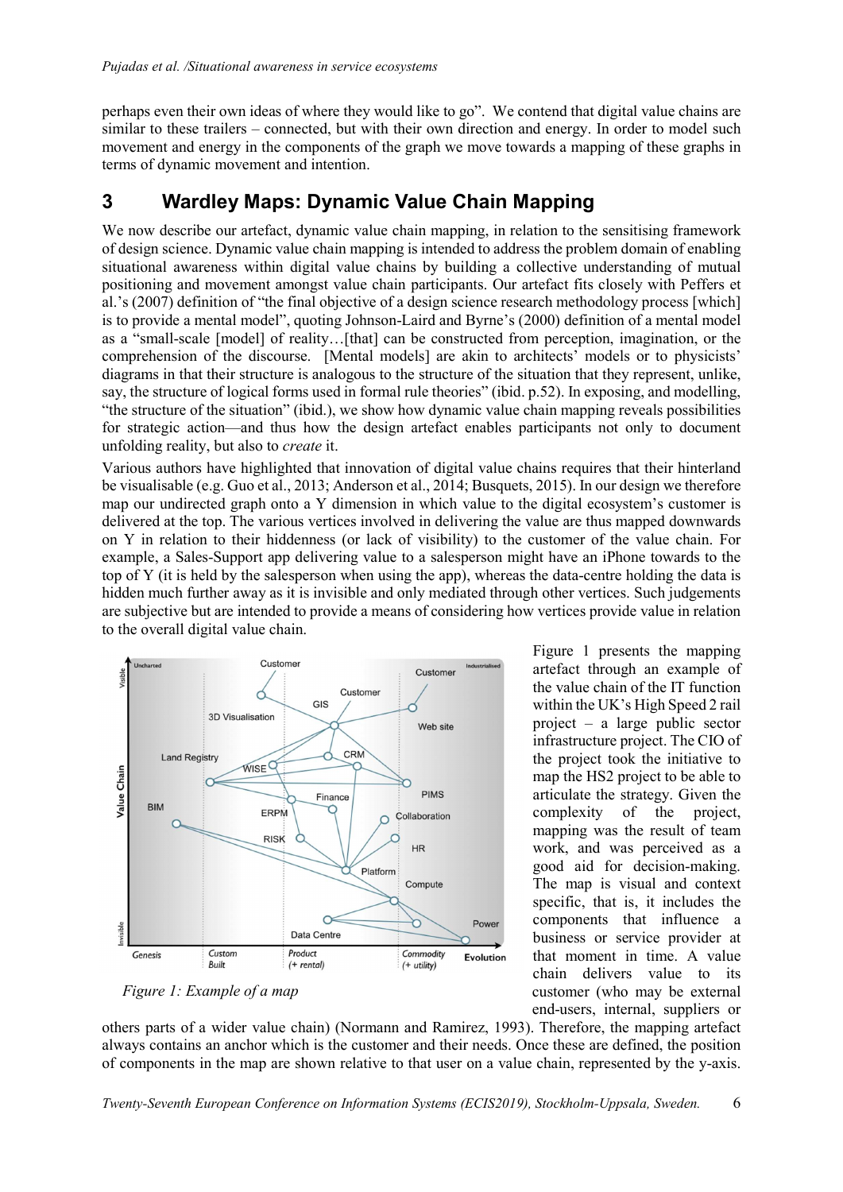perhaps even their own ideas of where they would like to go". We contend that digital value chains are similar to these trailers – connected, but with their own direction and energy. In order to model such movement and energy in the components of the graph we move towards a mapping of these graphs in terms of dynamic movement and intention.

# 3 Wardley Maps: Dynamic Value Chain Mapping

We now describe our artefact, dynamic value chain mapping, in relation to the sensitising framework of design science. Dynamic value chain mapping is intended to address the problem domain of enabling situational awareness within digital value chains by building a collective understanding of mutual positioning and movement amongst value chain participants. Our artefact fits closely with Peffers et al.'s (2007) definition of "the final objective of a design science research methodology process [which] is to provide a mental model", quoting Johnson-Laird and Byrne's (2000) definition of a mental model as a "small-scale [model] of reality…[that] can be constructed from perception, imagination, or the comprehension of the discourse. [Mental models] are akin to architects' models or to physicists' diagrams in that their structure is analogous to the structure of the situation that they represent, unlike, say, the structure of logical forms used in formal rule theories" (ibid. p.52). In exposing, and modelling, "the structure of the situation" (ibid.), we show how dynamic value chain mapping reveals possibilities for strategic action—and thus how the design artefact enables participants not only to document unfolding reality, but also to *create* it.

Various authors have highlighted that innovation of digital value chains requires that their hinterland be visualisable (e.g. Guo et al., 2013; Anderson et al., 2014; Busquets, 2015). In our design we therefore map our undirected graph onto a Y dimension in which value to the digital ecosystem's customer is delivered at the top. The various vertices involved in delivering the value are thus mapped downwards on Y in relation to their hiddenness (or lack of visibility) to the customer of the value chain. For example, a Sales-Support app delivering value to a salesperson might have an iPhone towards to the top of Y (it is held by the salesperson when using the app), whereas the data-centre holding the data is hidden much further away as it is invisible and only mediated through other vertices. Such judgements are subjective but are intended to provide a means of considering how vertices provide value in relation to the overall digital value chain.

*Figure 1: Example of a map*

Figure 1 presents the mapping artefact through an example of the value chain of the IT function within the UK's High Speed 2 rail project – a large public sector infrastructure project. The CIO of the project took the initiative to map the HS2 project to be able to articulate the strategy. Given the complexity of the project, mapping was the result of team work, and was perceived as a good aid for decision-making. The map is visual and context specific, that is, it includes the components that influence a business or service provider at that moment in time. A value chain delivers value to its customer (who may be external end-users, internal, suppliers or others parts of a wider value chain) (Normann and Ramirez, 1993). Therefore, the mapping artefact always contains an anchor which is the customer and their needs. Once these are defined, the position of components in the map are shown relative to that user on a value chain, represented by the y-axis.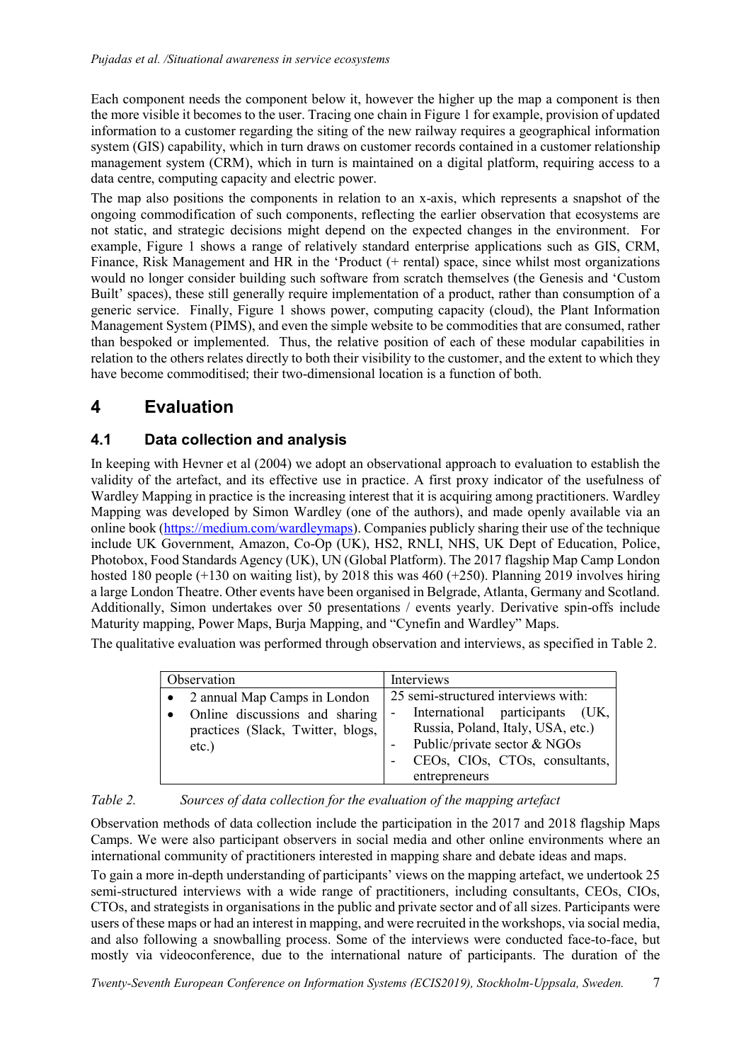Each component needs the component below it, however the higher up the map a component is then the more visible it becomes to the user. Tracing one chain in Figure 1 for example, provision of updated information to a customer regarding the siting of the new railway requires a geographical information system (GIS) capability, which in turn draws on customer records contained in a customer relationship management system (CRM), which in turn is maintained on a digital platform, requiring access to a data centre, computing capacity and electric power.

The map also positions the components in relation to an x-axis, which represents a snapshot of the ongoing commodification of such components, reflecting the earlier observation that ecosystems are not static, and strategic decisions might depend on the expected changes in the environment. For example, Figure 1 shows a range of relatively standard enterprise applications such as GIS, CRM, Finance, Risk Management and HR in the 'Product (+ rental) space, since whilst most organizations would no longer consider building such software from scratch themselves (the Genesis and 'Custom Built' spaces), these still generally require implementation of a product, rather than consumption of a generic service. Finally, Figure 1 shows power, computing capacity (cloud), the Plant Information Management System (PIMS), and even the simple website to be commodities that are consumed, rather than bespoked or implemented. Thus, the relative position of each of these modular capabilities in relation to the others relates directly to both their visibility to the customer, and the extent to which they have become commoditised; their two-dimensional location is a function of both.

# 4 Evaluation

## 4.1 Data collection and analysis

In keeping with Hevner et al (2004) we adopt an observational approach to evaluation to establish the validity of the artefact, and its effective use in practice. A first proxy indicator of the usefulness of Wardley Mapping in practice is the increasing interest that it is acquiring among practitioners. Wardley Mapping was developed by Simon Wardley (one of the authors), and made openly available via an online book (https://medium.com/wardleymaps). Companies publicly sharing their use of the technique include UK Government, Amazon, Co-Op (UK), HS2, RNLI, NHS, UK Dept of Education, Police, Photobox, Food Standards Agency (UK), UN (Global Platform). The 2017 flagship Map Camp London hosted 180 people (+130 on waiting list), by 2018 this was 460 (+250). Planning 2019 involves hiring a large London Theatre. Other events have been organised in Belgrade, Atlanta, Germany and Scotland. Additionally, Simon undertakes over 50 presentations / events yearly. Derivative spin-offs include Maturity mapping, Power Maps, Burja Mapping, and "Cynefin and Wardley" Maps.

The qualitative evaluation was performed through observation and interviews, as specified in Table 2.

| Observation | Interviews |
| --- | --- |
| • 2 annual Map Camps in London<br>• Online discussions and sharing practices (Slack, Twitter, blogs, etc.) | 25 semi-structured interviews with:<br>- International participants (UK, Russia, Poland, Italy, USA, etc.)<br>- Public/private sector & NGOs<br>- CEOs, CIOs, CTOs, consultants, entrepreneurs |

*Table 2. Sources of data collection for the evaluation of the mapping artefact*

Observation methods of data collection include the participation in the 2017 and 2018 flagship Maps Camps. We were also participant observers in social media and other online environments where an international community of practitioners interested in mapping share and debate ideas and maps.

To gain a more in-depth understanding of participants' views on the mapping artefact, we undertook 25 semi-structured interviews with a wide range of practitioners, including consultants, CEOs, CIOs, CTOs, and strategists in organisations in the public and private sector and of all sizes. Participants were users of these maps or had an interest in mapping, and were recruited in the workshops, via social media, and also following a snowballing process. Some of the interviews were conducted face-to-face, but mostly via videoconference, due to the international nature of participants. The duration of the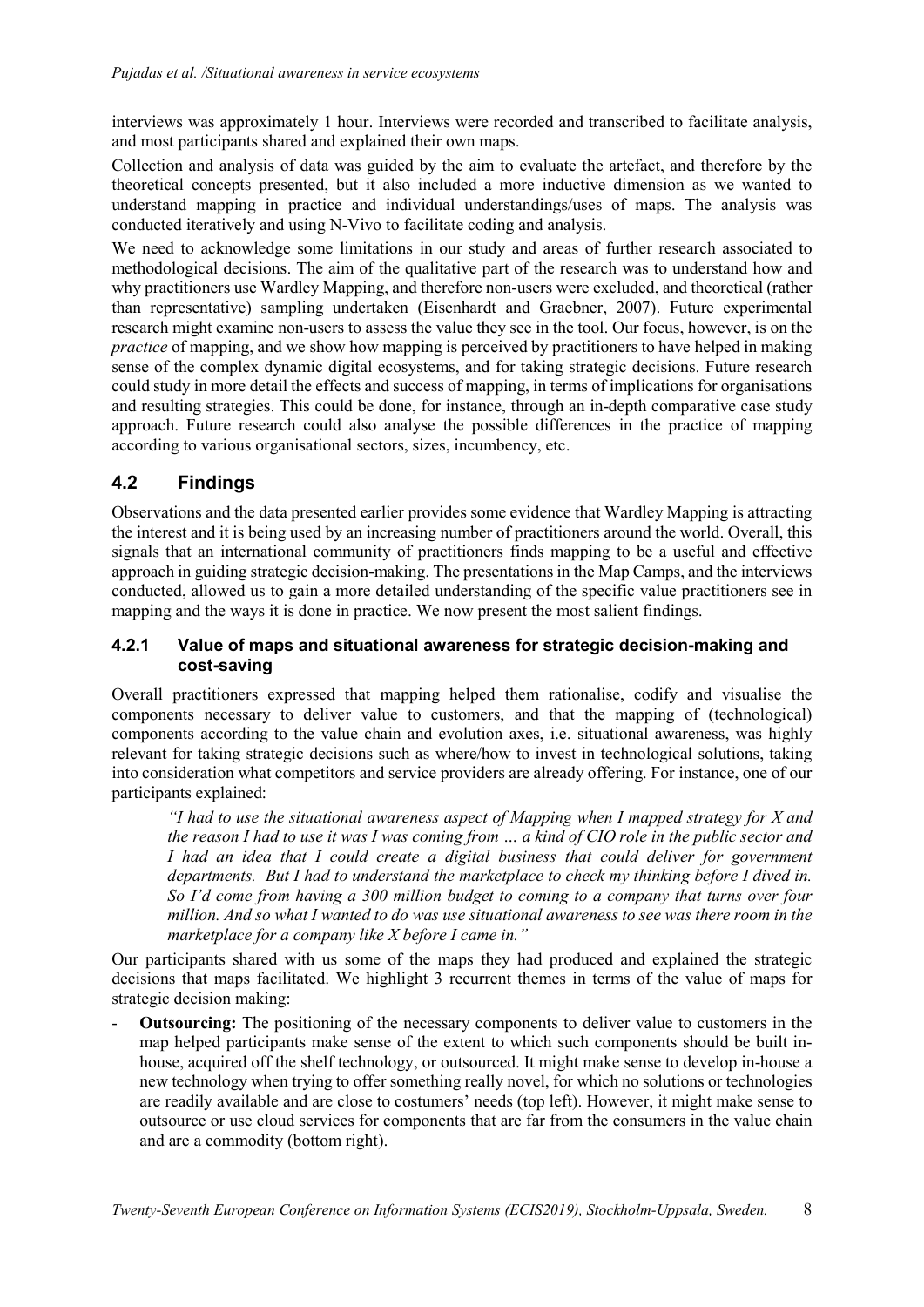interviews was approximately 1 hour. Interviews were recorded and transcribed to facilitate analysis, and most participants shared and explained their own maps.

Collection and analysis of data was guided by the aim to evaluate the artefact, and therefore by the theoretical concepts presented, but it also included a more inductive dimension as we wanted to understand mapping in practice and individual understandings/uses of maps. The analysis was conducted iteratively and using N-Vivo to facilitate coding and analysis.

We need to acknowledge some limitations in our study and areas of further research associated to methodological decisions. The aim of the qualitative part of the research was to understand how and why practitioners use Wardley Mapping, and therefore non-users were excluded, and theoretical (rather than representative) sampling undertaken (Eisenhardt and Graebner, 2007). Future experimental research might examine non-users to assess the value they see in the tool. Our focus, however, is on the *practice* of mapping, and we show how mapping is perceived by practitioners to have helped in making sense of the complex dynamic digital ecosystems, and for taking strategic decisions. Future research could study in more detail the effects and success of mapping, in terms of implications for organisations and resulting strategies. This could be done, for instance, through an in-depth comparative case study approach. Future research could also analyse the possible differences in the practice of mapping according to various organisational sectors, sizes, incumbency, etc.

## 4.2 Findings

Observations and the data presented earlier provides some evidence that Wardley Mapping is attracting the interest and it is being used by an increasing number of practitioners around the world. Overall, this signals that an international community of practitioners finds mapping to be a useful and effective approach in guiding strategic decision-making. The presentations in the Map Camps, and the interviews conducted, allowed us to gain a more detailed understanding of the specific value practitioners see in mapping and the ways it is done in practice. We now present the most salient findings.

### 4.2.1 Value of maps and situational awareness for strategic decision-making and cost-saving

Overall practitioners expressed that mapping helped them rationalise, codify and visualise the components necessary to deliver value to customers, and that the mapping of (technological) components according to the value chain and evolution axes, i.e. situational awareness, was highly relevant for taking strategic decisions such as where/how to invest in technological solutions, taking into consideration what competitors and service providers are already offering. For instance, one of our participants explained:

> *"I had to use the situational awareness aspect of Mapping when I mapped strategy for X and the reason I had to use it was I was coming from … a kind of CIO role in the public sector and I had an idea that I could create a digital business that could deliver for government departments. But I had to understand the marketplace to check my thinking before I dived in. So I'd come from having a 300 million budget to coming to a company that turns over four million. And so what I wanted to do was use situational awareness to see was there room in the marketplace for a company like X before I came in."*

Our participants shared with us some of the maps they had produced and explained the strategic decisions that maps facilitated. We highlight 3 recurrent themes in terms of the value of maps for strategic decision making:

- **Outsourcing:** The positioning of the necessary components to deliver value to customers in the map helped participants make sense of the extent to which such components should be built in-house, acquired off the shelf technology, or outsourced. It might make sense to develop in-house a new technology when trying to offer something really novel, for which no solutions or technologies are readily available and are close to costumers' needs (top left). However, it might make sense to outsource or use cloud services for components that are far from the consumers in the value chain and are a commodity (bottom right).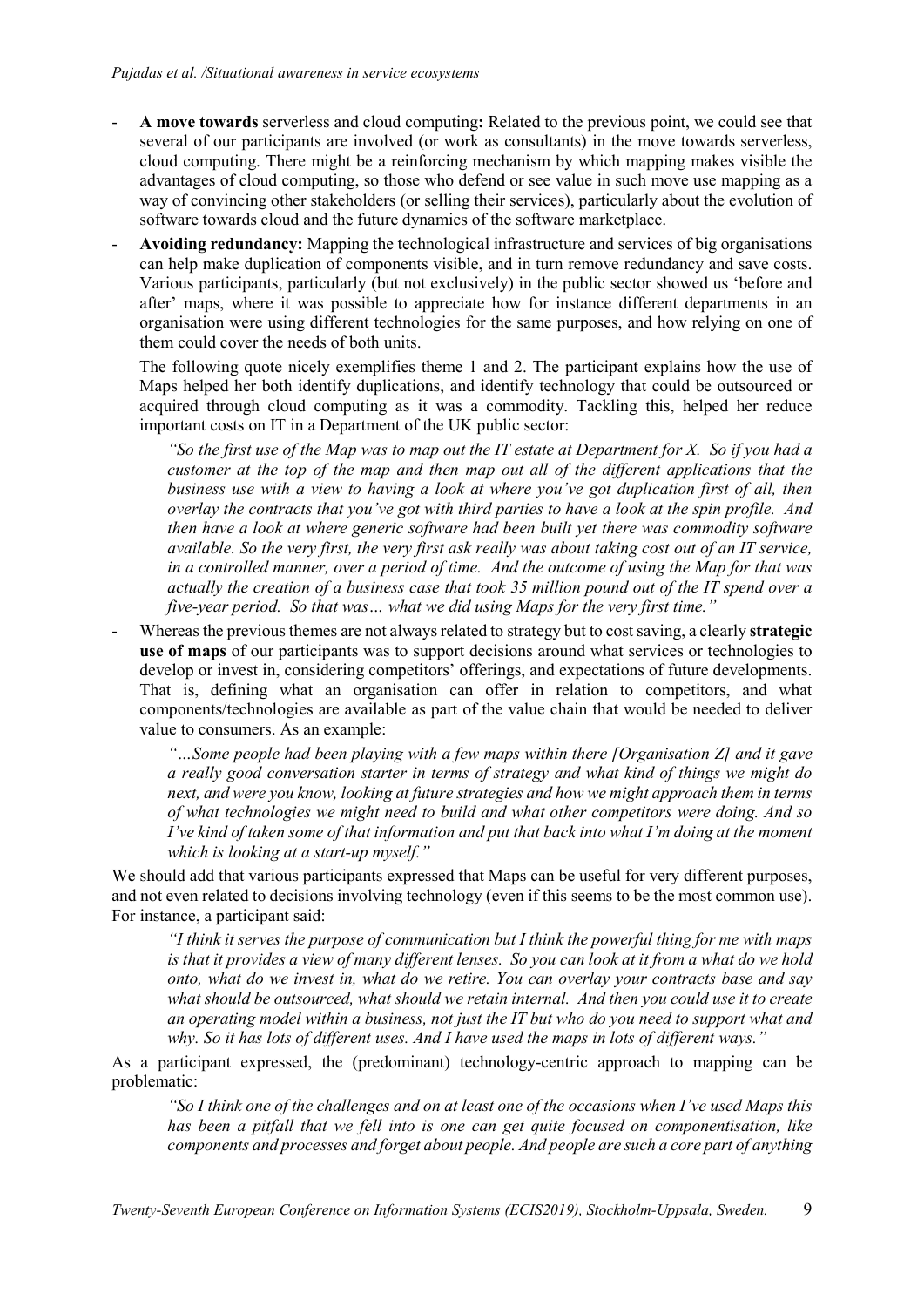- **A move towards** serverless and cloud computing**:** Related to the previous point, we could see that several of our participants are involved (or work as consultants) in the move towards serverless, cloud computing. There might be a reinforcing mechanism by which mapping makes visible the advantages of cloud computing, so those who defend or see value in such move use mapping as a way of convincing other stakeholders (or selling their services), particularly about the evolution of software towards cloud and the future dynamics of the software marketplace.
- **Avoiding redundancy:** Mapping the technological infrastructure and services of big organisations can help make duplication of components visible, and in turn remove redundancy and save costs. Various participants, particularly (but not exclusively) in the public sector showed us 'before and after' maps, where it was possible to appreciate how for instance different departments in an organisation were using different technologies for the same purposes, and how relying on one of them could cover the needs of both units.

  The following quote nicely exemplifies theme 1 and 2. The participant explains how the use of Maps helped her both identify duplications, and identify technology that could be outsourced or acquired through cloud computing as it was a commodity. Tackling this, helped her reduce important costs on IT in a Department of the UK public sector:

  > *"So the first use of the Map was to map out the IT estate at Department for X. So if you had a customer at the top of the map and then map out all of the different applications that the business use with a view to having a look at where you've got duplication first of all, then overlay the contracts that you've got with third parties to have a look at the spin profile. And then have a look at where generic software had been built yet there was commodity software available. So the very first, the very first ask really was about taking cost out of an IT service, in a controlled manner, over a period of time. And the outcome of using the Map for that was actually the creation of a business case that took 35 million pound out of the IT spend over a five-year period. So that was… what we did using Maps for the very first time."*

- Whereas the previous themes are not always related to strategy but to cost saving, a clearly **strategic use of maps** of our participants was to support decisions around what services or technologies to develop or invest in, considering competitors' offerings, and expectations of future developments. That is, defining what an organisation can offer in relation to competitors, and what components/technologies are available as part of the value chain that would be needed to deliver value to consumers. As an example:

  > *"…Some people had been playing with a few maps within there [Organisation Z] and it gave a really good conversation starter in terms of strategy and what kind of things we might do next, and were you know, looking at future strategies and how we might approach them in terms of what technologies we might need to build and what other competitors were doing. And so I've kind of taken some of that information and put that back into what I'm doing at the moment which is looking at a start-up myself."*

We should add that various participants expressed that Maps can be useful for very different purposes, and not even related to decisions involving technology (even if this seems to be the most common use). For instance, a participant said:

> *"I think it serves the purpose of communication but I think the powerful thing for me with maps is that it provides a view of many different lenses. So you can look at it from a what do we hold onto, what do we invest in, what do we retire. You can overlay your contracts base and say what should be outsourced, what should we retain internal. And then you could use it to create an operating model within a business, not just the IT but who do you need to support what and why. So it has lots of different uses. And I have used the maps in lots of different ways."*

As a participant expressed, the (predominant) technology-centric approach to mapping can be problematic:

> *"So I think one of the challenges and on at least one of the occasions when I've used Maps this has been a pitfall that we fell into is one can get quite focused on componentisation, like components and processes and forget about people. And people are such a core part of anything*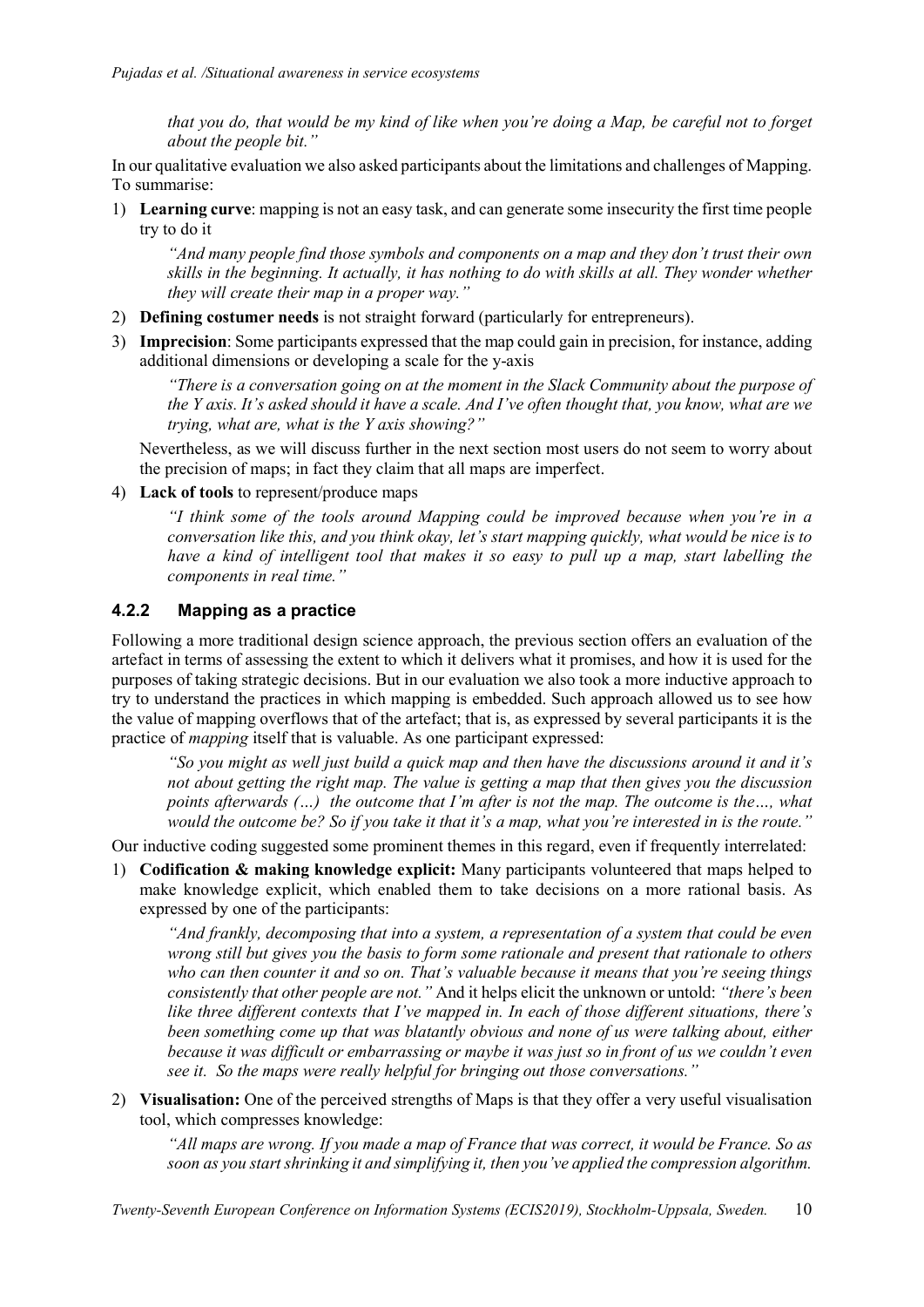*that you do, that would be my kind of like when you're doing a Map, be careful not to forget about the people bit."*

In our qualitative evaluation we also asked participants about the limitations and challenges of Mapping. To summarise:

1) **Learning curve**: mapping is not an easy task, and can generate some insecurity the first time people try to do it

   *"And many people find those symbols and components on a map and they don't trust their own skills in the beginning. It actually, it has nothing to do with skills at all. They wonder whether they will create their map in a proper way."*

2) **Defining costumer needs** is not straight forward (particularly for entrepreneurs).

3) **Imprecision**: Some participants expressed that the map could gain in precision, for instance, adding additional dimensions or developing a scale for the y-axis

   *"There is a conversation going on at the moment in the Slack Community about the purpose of the Y axis. It's asked should it have a scale. And I've often thought that, you know, what are we trying, what are, what is the Y axis showing?"*

   Nevertheless, as we will discuss further in the next section most users do not seem to worry about the precision of maps; in fact they claim that all maps are imperfect.

4) **Lack of tools** to represent/produce maps

   *"I think some of the tools around Mapping could be improved because when you're in a conversation like this, and you think okay, let's start mapping quickly, what would be nice is to have a kind of intelligent tool that makes it so easy to pull up a map, start labelling the components in real time."*

### 4.2.2 Mapping as a practice

Following a more traditional design science approach, the previous section offers an evaluation of the artefact in terms of assessing the extent to which it delivers what it promises, and how it is used for the purposes of taking strategic decisions. But in our evaluation we also took a more inductive approach to try to understand the practices in which mapping is embedded. Such approach allowed us to see how the value of mapping overflows that of the artefact; that is, as expressed by several participants it is the practice of *mapping* itself that is valuable. As one participant expressed:

> *"So you might as well just build a quick map and then have the discussions around it and it's not about getting the right map. The value is getting a map that then gives you the discussion points afterwards (…) the outcome that I'm after is not the map. The outcome is the…, what would the outcome be? So if you take it that it's a map, what you're interested in is the route."*

Our inductive coding suggested some prominent themes in this regard, even if frequently interrelated:

1) **Codification & making knowledge explicit:** Many participants volunteered that maps helped to make knowledge explicit, which enabled them to take decisions on a more rational basis. As expressed by one of the participants:

   *"And frankly, decomposing that into a system, a representation of a system that could be even wrong still but gives you the basis to form some rationale and present that rationale to others who can then counter it and so on. That's valuable because it means that you're seeing things consistently that other people are not."* And it helps elicit the unknown or untold: *"there's been like three different contexts that I've mapped in. In each of those different situations, there's been something come up that was blatantly obvious and none of us were talking about, either because it was difficult or embarrassing or maybe it was just so in front of us we couldn't even see it. So the maps were really helpful for bringing out those conversations."*

2) **Visualisation:** One of the perceived strengths of Maps is that they offer a very useful visualisation tool, which compresses knowledge:

   *"All maps are wrong. If you made a map of France that was correct, it would be France. So as soon as you start shrinking it and simplifying it, then you've applied the compression algorithm.*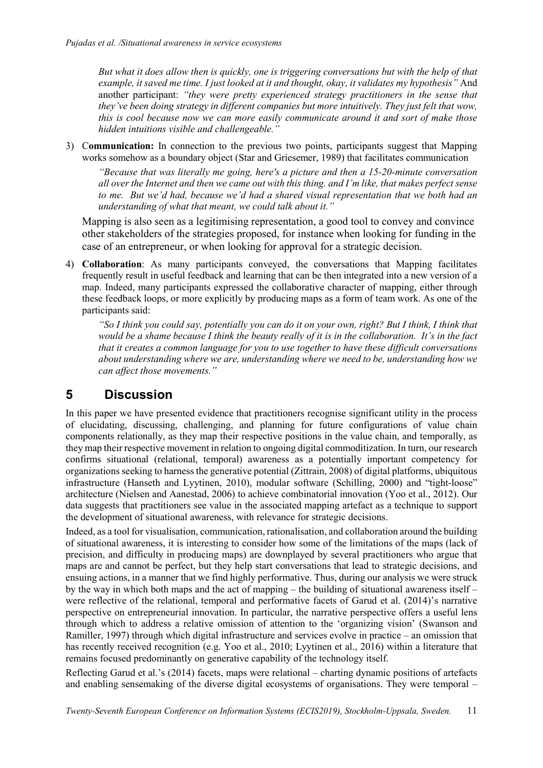*But what it does allow then is quickly, one is triggering conversations but with the help of that example, it saved me time. I just looked at it and thought, okay, it validates my hypothesis"* And another participant: *"they were pretty experienced strategy practitioners in the sense that they've been doing strategy in different companies but more intuitively. They just felt that wow, this is cool because now we can more easily communicate around it and sort of make those hidden intuitions visible and challengeable."*

3) **Communication:** In connection to the previous two points, participants suggest that Mapping works somehow as a boundary object (Star and Griesemer, 1989) that facilitates communication

   *"Because that was literally me going, here's a picture and then a 15-20-minute conversation all over the Internet and then we came out with this thing. and I'm like, that makes perfect sense to me. But we'd had, because we'd had a shared visual representation that we both had an understanding of what that meant, we could talk about it."*

   Mapping is also seen as a legitimising representation, a good tool to convey and convince other stakeholders of the strategies proposed, for instance when looking for funding in the case of an entrepreneur, or when looking for approval for a strategic decision.

4) **Collaboration**: As many participants conveyed, the conversations that Mapping facilitates frequently result in useful feedback and learning that can be then integrated into a new version of a map. Indeed, many participants expressed the collaborative character of mapping, either through these feedback loops, or more explicitly by producing maps as a form of team work. As one of the participants said:

   *"So I think you could say, potentially you can do it on your own, right? But I think, I think that would be a shame because I think the beauty really of it is in the collaboration. It's in the fact that it creates a common language for you to use together to have these difficult conversations about understanding where we are, understanding where we need to be, understanding how we can affect those movements."*

# 5 Discussion

In this paper we have presented evidence that practitioners recognise significant utility in the process of elucidating, discussing, challenging, and planning for future configurations of value chain components relationally, as they map their respective positions in the value chain, and temporally, as they map their respective movement in relation to ongoing digital commoditization. In turn, our research confirms situational (relational, temporal) awareness as a potentially important competency for organizations seeking to harness the generative potential (Zittrain, 2008) of digital platforms, ubiquitous infrastructure (Hanseth and Lyytinen, 2010), modular software (Schilling, 2000) and "tight-loose" architecture (Nielsen and Aanestad, 2006) to achieve combinatorial innovation (Yoo et al., 2012). Our data suggests that practitioners see value in the associated mapping artefact as a technique to support the development of situational awareness, with relevance for strategic decisions.

Indeed, as a tool for visualisation, communication, rationalisation, and collaboration around the building of situational awareness, it is interesting to consider how some of the limitations of the maps (lack of precision, and difficulty in producing maps) are downplayed by several practitioners who argue that maps are and cannot be perfect, but they help start conversations that lead to strategic decisions, and ensuing actions, in a manner that we find highly performative. Thus, during our analysis we were struck by the way in which both maps and the act of mapping – the building of situational awareness itself – were reflective of the relational, temporal and performative facets of Garud et al. (2014)'s narrative perspective on entrepreneurial innovation. In particular, the narrative perspective offers a useful lens through which to address a relative omission of attention to the 'organizing vision' (Swanson and Ramiller, 1997) through which digital infrastructure and services evolve in practice – an omission that has recently received recognition (e.g. Yoo et al., 2010; Lyytinen et al., 2016) within a literature that remains focused predominantly on generative capability of the technology itself.

Reflecting Garud et al.'s (2014) facets, maps were relational – charting dynamic positions of artefacts and enabling sensemaking of the diverse digital ecosystems of organisations. They were temporal –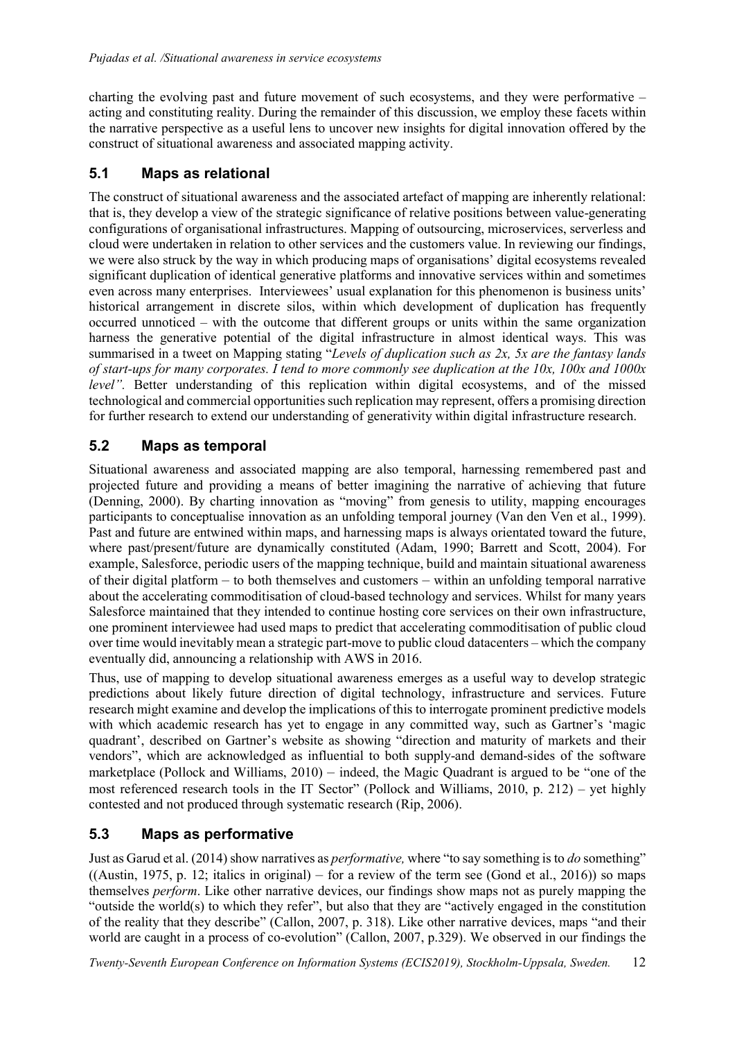charting the evolving past and future movement of such ecosystems, and they were performative – acting and constituting reality. During the remainder of this discussion, we employ these facets within the narrative perspective as a useful lens to uncover new insights for digital innovation offered by the construct of situational awareness and associated mapping activity.

## 5.1 Maps as relational

The construct of situational awareness and the associated artefact of mapping are inherently relational: that is, they develop a view of the strategic significance of relative positions between value-generating configurations of organisational infrastructures. Mapping of outsourcing, microservices, serverless and cloud were undertaken in relation to other services and the customers value. In reviewing our findings, we were also struck by the way in which producing maps of organisations' digital ecosystems revealed significant duplication of identical generative platforms and innovative services within and sometimes even across many enterprises. Interviewees' usual explanation for this phenomenon is business units' historical arrangement in discrete silos, within which development of duplication has frequently occurred unnoticed – with the outcome that different groups or units within the same organization harness the generative potential of the digital infrastructure in almost identical ways. This was summarised in a tweet on Mapping stating "*Levels of duplication such as 2x, 5x are the fantasy lands of start-ups for many corporates. I tend to more commonly see duplication at the 10x, 100x and 1000x level".* Better understanding of this replication within digital ecosystems, and of the missed technological and commercial opportunities such replication may represent, offers a promising direction for further research to extend our understanding of generativity within digital infrastructure research.

## 5.2 Maps as temporal

Situational awareness and associated mapping are also temporal, harnessing remembered past and projected future and providing a means of better imagining the narrative of achieving that future (Denning, 2000). By charting innovation as "moving" from genesis to utility, mapping encourages participants to conceptualise innovation as an unfolding temporal journey (Van den Ven et al., 1999). Past and future are entwined within maps, and harnessing maps is always orientated toward the future, where past/present/future are dynamically constituted (Adam, 1990; Barrett and Scott, 2004). For example, Salesforce, periodic users of the mapping technique, build and maintain situational awareness of their digital platform – to both themselves and customers – within an unfolding temporal narrative about the accelerating commoditisation of cloud-based technology and services. Whilst for many years Salesforce maintained that they intended to continue hosting core services on their own infrastructure, one prominent interviewee had used maps to predict that accelerating commoditisation of public cloud over time would inevitably mean a strategic part-move to public cloud datacenters – which the company eventually did, announcing a relationship with AWS in 2016.

Thus, use of mapping to develop situational awareness emerges as a useful way to develop strategic predictions about likely future direction of digital technology, infrastructure and services. Future research might examine and develop the implications of this to interrogate prominent predictive models with which academic research has yet to engage in any committed way, such as Gartner's 'magic quadrant', described on Gartner's website as showing "direction and maturity of markets and their vendors", which are acknowledged as influential to both supply-and demand-sides of the software marketplace (Pollock and Williams, 2010) – indeed, the Magic Quadrant is argued to be "one of the most referenced research tools in the IT Sector" (Pollock and Williams, 2010, p. 212) – yet highly contested and not produced through systematic research (Rip, 2006).

## 5.3 Maps as performative

Just as Garud et al. (2014) show narratives as *performative,* where "to say something is to *do* something" ((Austin, 1975, p. 12; italics in original) – for a review of the term see (Gond et al., 2016)) so maps themselves *perform*. Like other narrative devices, our findings show maps not as purely mapping the "outside the world(s) to which they refer", but also that they are "actively engaged in the constitution of the reality that they describe" (Callon, 2007, p. 318). Like other narrative devices, maps "and their world are caught in a process of co-evolution" (Callon, 2007, p.329). We observed in our findings the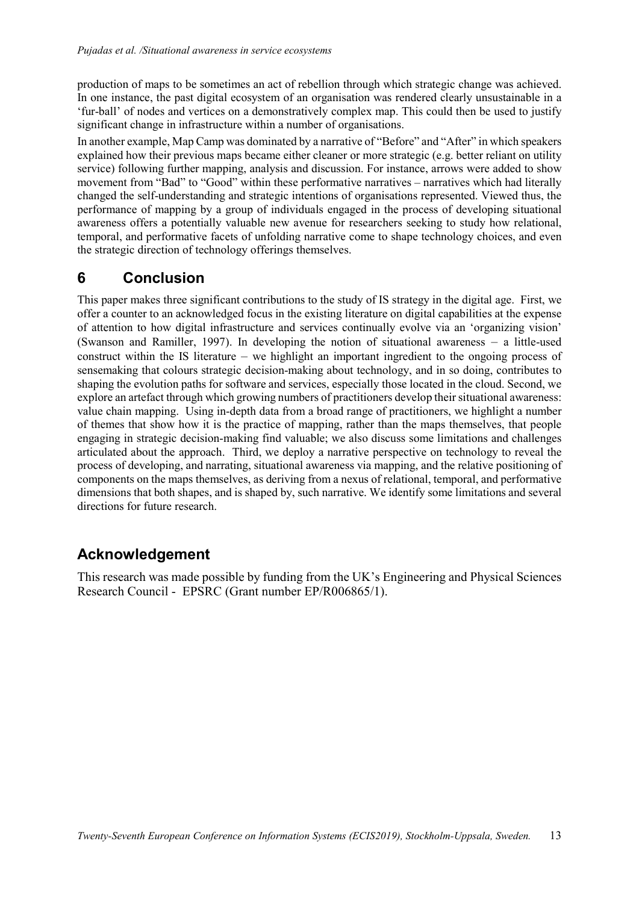production of maps to be sometimes an act of rebellion through which strategic change was achieved. In one instance, the past digital ecosystem of an organisation was rendered clearly unsustainable in a 'fur-ball' of nodes and vertices on a demonstratively complex map. This could then be used to justify significant change in infrastructure within a number of organisations.

In another example, Map Camp was dominated by a narrative of "Before" and "After" in which speakers explained how their previous maps became either cleaner or more strategic (e.g. better reliant on utility service) following further mapping, analysis and discussion. For instance, arrows were added to show movement from "Bad" to "Good" within these performative narratives – narratives which had literally changed the self-understanding and strategic intentions of organisations represented. Viewed thus, the performance of mapping by a group of individuals engaged in the process of developing situational awareness offers a potentially valuable new avenue for researchers seeking to study how relational, temporal, and performative facets of unfolding narrative come to shape technology choices, and even the strategic direction of technology offerings themselves.

# 6 Conclusion

This paper makes three significant contributions to the study of IS strategy in the digital age. First, we offer a counter to an acknowledged focus in the existing literature on digital capabilities at the expense of attention to how digital infrastructure and services continually evolve via an 'organizing vision' (Swanson and Ramiller, 1997). In developing the notion of situational awareness – a little-used construct within the IS literature – we highlight an important ingredient to the ongoing process of sensemaking that colours strategic decision-making about technology, and in so doing, contributes to shaping the evolution paths for software and services, especially those located in the cloud. Second, we explore an artefact through which growing numbers of practitioners develop their situational awareness: value chain mapping. Using in-depth data from a broad range of practitioners, we highlight a number of themes that show how it is the practice of mapping, rather than the maps themselves, that people engaging in strategic decision-making find valuable; we also discuss some limitations and challenges articulated about the approach. Third, we deploy a narrative perspective on technology to reveal the process of developing, and narrating, situational awareness via mapping, and the relative positioning of components on the maps themselves, as deriving from a nexus of relational, temporal, and performative dimensions that both shapes, and is shaped by, such narrative. We identify some limitations and several directions for future research.

## Acknowledgement

This research was made possible by funding from the UK's Engineering and Physical Sciences Research Council - EPSRC (Grant number EP/R006865/1).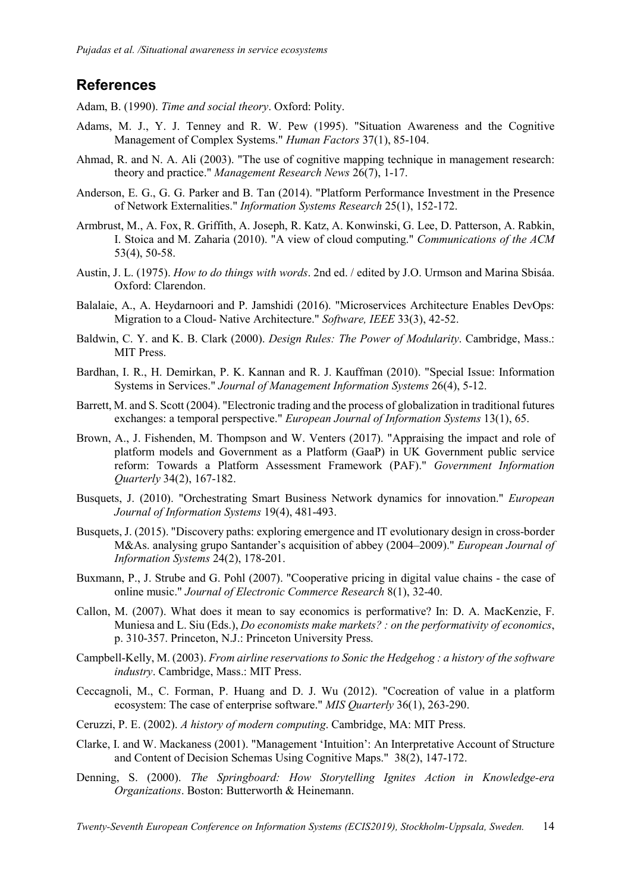## References

Adam, B. (1990). *Time and social theory*. Oxford: Polity.

Adams, M. J., Y. J. Tenney and R. W. Pew (1995). "Situation Awareness and the Cognitive Management of Complex Systems." *Human Factors* 37(1), 85-104.

Ahmad, R. and N. A. Ali (2003). "The use of cognitive mapping technique in management research: theory and practice." *Management Research News* 26(7), 1-17.

Anderson, E. G., G. G. Parker and B. Tan (2014). "Platform Performance Investment in the Presence of Network Externalities." *Information Systems Research* 25(1), 152-172.

Armbrust, M., A. Fox, R. Griffith, A. Joseph, R. Katz, A. Konwinski, G. Lee, D. Patterson, A. Rabkin, I. Stoica and M. Zaharia (2010). "A view of cloud computing." *Communications of the ACM* 53(4), 50-58.

Austin, J. L. (1975). *How to do things with words*. 2nd ed. / edited by J.O. Urmson and Marina Sbisáa. Oxford: Clarendon.

Balalaie, A., A. Heydarnoori and P. Jamshidi (2016). "Microservices Architecture Enables DevOps: Migration to a Cloud- Native Architecture." *Software, IEEE* 33(3), 42-52.

Baldwin, C. Y. and K. B. Clark (2000). *Design Rules: The Power of Modularity*. Cambridge, Mass.: MIT Press.

Bardhan, I. R., H. Demirkan, P. K. Kannan and R. J. Kauffman (2010). "Special Issue: Information Systems in Services." *Journal of Management Information Systems* 26(4), 5-12.

Barrett, M. and S. Scott (2004). "Electronic trading and the process of globalization in traditional futures exchanges: a temporal perspective." *European Journal of Information Systems* 13(1), 65.

Brown, A., J. Fishenden, M. Thompson and W. Venters (2017). "Appraising the impact and role of platform models and Government as a Platform (GaaP) in UK Government public service reform: Towards a Platform Assessment Framework (PAF)." *Government Information Quarterly* 34(2), 167-182.

Busquets, J. (2010). "Orchestrating Smart Business Network dynamics for innovation." *European Journal of Information Systems* 19(4), 481-493.

Busquets, J. (2015). "Discovery paths: exploring emergence and IT evolutionary design in cross-border M&As. analysing grupo Santander's acquisition of abbey (2004–2009)." *European Journal of Information Systems* 24(2), 178-201.

Buxmann, P., J. Strube and G. Pohl (2007). "Cooperative pricing in digital value chains - the case of online music." *Journal of Electronic Commerce Research* 8(1), 32-40.

Callon, M. (2007). What does it mean to say economics is performative? In: D. A. MacKenzie, F. Muniesa and L. Siu (Eds.), *Do economists make markets? : on the performativity of economics*, p. 310-357. Princeton, N.J.: Princeton University Press.

Campbell-Kelly, M. (2003). *From airline reservations to Sonic the Hedgehog : a history of the software industry*. Cambridge, Mass.: MIT Press.

Ceccagnoli, M., C. Forman, P. Huang and D. J. Wu (2012). "Cocreation of value in a platform ecosystem: The case of enterprise software." *MIS Quarterly* 36(1), 263-290.

Ceruzzi, P. E. (2002). *A history of modern computing*. Cambridge, MA: MIT Press.

Clarke, I. and W. Mackaness (2001). "Management 'Intuition': An Interpretative Account of Structure and Content of Decision Schemas Using Cognitive Maps." 38(2), 147-172.

Denning, S. (2000). *The Springboard: How Storytelling Ignites Action in Knowledge-era Organizations*. Boston: Butterworth & Heinemann.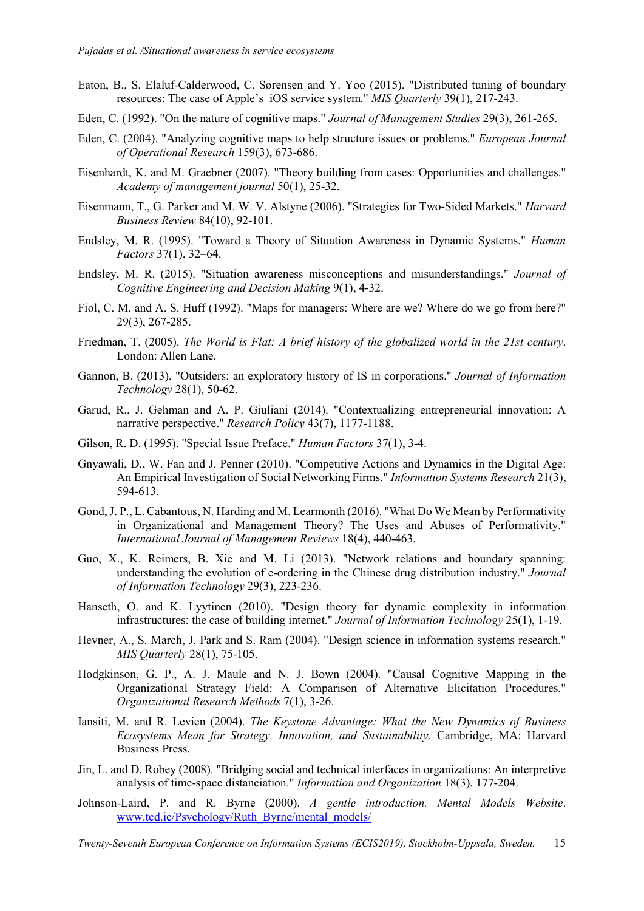Eaton, B., S. Elaluf-Calderwood, C. Sørensen and Y. Yoo (2015). "Distributed tuning of boundary resources: The case of Apple's iOS service system." *MIS Quarterly* 39(1), 217-243.

Eden, C. (1992). "On the nature of cognitive maps." *Journal of Management Studies* 29(3), 261-265.

Eden, C. (2004). "Analyzing cognitive maps to help structure issues or problems." *European Journal of Operational Research* 159(3), 673-686.

Eisenhardt, K. and M. Graebner (2007). "Theory building from cases: Opportunities and challenges." *Academy of management journal* 50(1), 25-32.

Eisenmann, T., G. Parker and M. W. V. Alstyne (2006). "Strategies for Two-Sided Markets." *Harvard Business Review* 84(10), 92-101.

Endsley, M. R. (1995). "Toward a Theory of Situation Awareness in Dynamic Systems." *Human Factors* 37(1), 32–64.

Endsley, M. R. (2015). "Situation awareness misconceptions and misunderstandings." *Journal of Cognitive Engineering and Decision Making* 9(1), 4-32.

Fiol, C. M. and A. S. Huff (1992). "Maps for managers: Where are we? Where do we go from here?" 29(3), 267-285.

Friedman, T. (2005). *The World is Flat: A brief history of the globalized world in the 21st century*. London: Allen Lane.

Gannon, B. (2013). "Outsiders: an exploratory history of IS in corporations." *Journal of Information Technology* 28(1), 50-62.

Garud, R., J. Gehman and A. P. Giuliani (2014). "Contextualizing entrepreneurial innovation: A narrative perspective." *Research Policy* 43(7), 1177-1188.

Gilson, R. D. (1995). "Special Issue Preface." *Human Factors* 37(1), 3-4.

Gnyawali, D., W. Fan and J. Penner (2010). "Competitive Actions and Dynamics in the Digital Age: An Empirical Investigation of Social Networking Firms." *Information Systems Research* 21(3), 594-613.

Gond, J. P., L. Cabantous, N. Harding and M. Learmonth (2016). "What Do We Mean by Performativity in Organizational and Management Theory? The Uses and Abuses of Performativity." *International Journal of Management Reviews* 18(4), 440-463.

Guo, X., K. Reimers, B. Xie and M. Li (2013). "Network relations and boundary spanning: understanding the evolution of e-ordering in the Chinese drug distribution industry." *Journal of Information Technology* 29(3), 223-236.

Hanseth, O. and K. Lyytinen (2010). "Design theory for dynamic complexity in information infrastructures: the case of building internet." *Journal of Information Technology* 25(1), 1-19.

Hevner, A., S. March, J. Park and S. Ram (2004). "Design science in information systems research." *MIS Quarterly* 28(1), 75-105.

Hodgkinson, G. P., A. J. Maule and N. J. Bown (2004). "Causal Cognitive Mapping in the Organizational Strategy Field: A Comparison of Alternative Elicitation Procedures." *Organizational Research Methods* 7(1), 3-26.

Iansiti, M. and R. Levien (2004). *The Keystone Advantage: What the New Dynamics of Business Ecosystems Mean for Strategy, Innovation, and Sustainability*. Cambridge, MA: Harvard Business Press.

Jin, L. and D. Robey (2008). "Bridging social and technical interfaces in organizations: An interpretive analysis of time-space distanciation." *Information and Organization* 18(3), 177-204.

Johnson-Laird, P. and R. Byrne (2000). *A gentle introduction. Mental Models Website*. www.tcd.ie/Psychology/Ruth_Byrne/mental_models/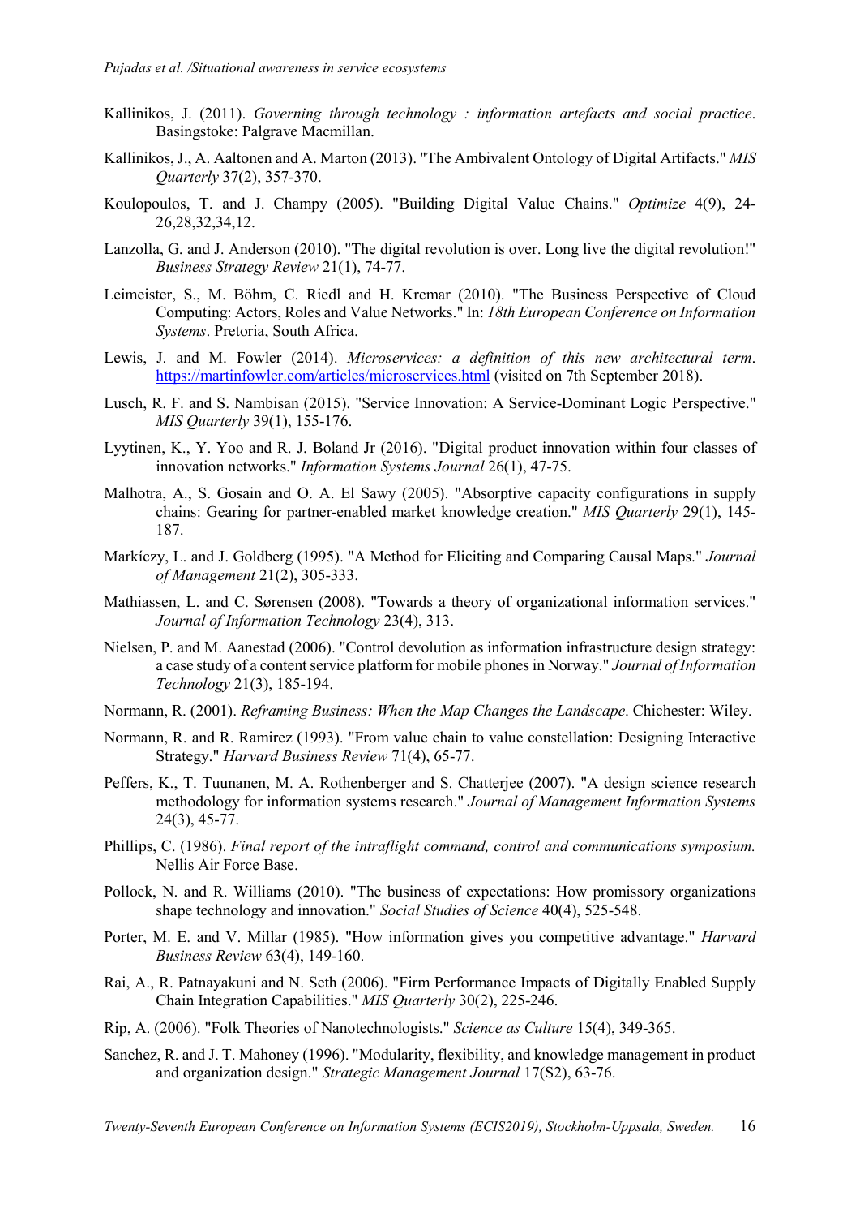Kallinikos, J. (2011). *Governing through technology : information artefacts and social practice*. Basingstoke: Palgrave Macmillan.

Kallinikos, J., A. Aaltonen and A. Marton (2013). "The Ambivalent Ontology of Digital Artifacts." *MIS Quarterly* 37(2), 357-370.

Koulopoulos, T. and J. Champy (2005). "Building Digital Value Chains." *Optimize* 4(9), 24-26,28,32,34,12.

Lanzolla, G. and J. Anderson (2010). "The digital revolution is over. Long live the digital revolution!" *Business Strategy Review* 21(1), 74-77.

Leimeister, S., M. Böhm, C. Riedl and H. Krcmar (2010). "The Business Perspective of Cloud Computing: Actors, Roles and Value Networks." In: *18th European Conference on Information Systems*. Pretoria, South Africa.

Lewis, J. and M. Fowler (2014). *Microservices: a definition of this new architectural term*. https://martinfowler.com/articles/microservices.html (visited on 7th September 2018).

Lusch, R. F. and S. Nambisan (2015). "Service Innovation: A Service-Dominant Logic Perspective." *MIS Quarterly* 39(1), 155-176.

Lyytinen, K., Y. Yoo and R. J. Boland Jr (2016). "Digital product innovation within four classes of innovation networks." *Information Systems Journal* 26(1), 47-75.

Malhotra, A., S. Gosain and O. A. El Sawy (2005). "Absorptive capacity configurations in supply chains: Gearing for partner-enabled market knowledge creation." *MIS Quarterly* 29(1), 145-187.

Markíczy, L. and J. Goldberg (1995). "A Method for Eliciting and Comparing Causal Maps." *Journal of Management* 21(2), 305-333.

Mathiassen, L. and C. Sørensen (2008). "Towards a theory of organizational information services." *Journal of Information Technology* 23(4), 313.

Nielsen, P. and M. Aanestad (2006). "Control devolution as information infrastructure design strategy: a case study of a content service platform for mobile phones in Norway." *Journal of Information Technology* 21(3), 185-194.

Normann, R. (2001). *Reframing Business: When the Map Changes the Landscape*. Chichester: Wiley.

Normann, R. and R. Ramirez (1993). "From value chain to value constellation: Designing Interactive Strategy." *Harvard Business Review* 71(4), 65-77.

Peffers, K., T. Tuunanen, M. A. Rothenberger and S. Chatterjee (2007). "A design science research methodology for information systems research." *Journal of Management Information Systems* 24(3), 45-77.

Phillips, C. (1986). *Final report of the intraflight command, control and communications symposium.* Nellis Air Force Base.

Pollock, N. and R. Williams (2010). "The business of expectations: How promissory organizations shape technology and innovation." *Social Studies of Science* 40(4), 525-548.

Porter, M. E. and V. Millar (1985). "How information gives you competitive advantage." *Harvard Business Review* 63(4), 149-160.

Rai, A., R. Patnayakuni and N. Seth (2006). "Firm Performance Impacts of Digitally Enabled Supply Chain Integration Capabilities." *MIS Quarterly* 30(2), 225-246.

Rip, A. (2006). "Folk Theories of Nanotechnologists." *Science as Culture* 15(4), 349-365.

Sanchez, R. and J. T. Mahoney (1996). "Modularity, flexibility, and knowledge management in product and organization design." *Strategic Management Journal* 17(S2), 63-76.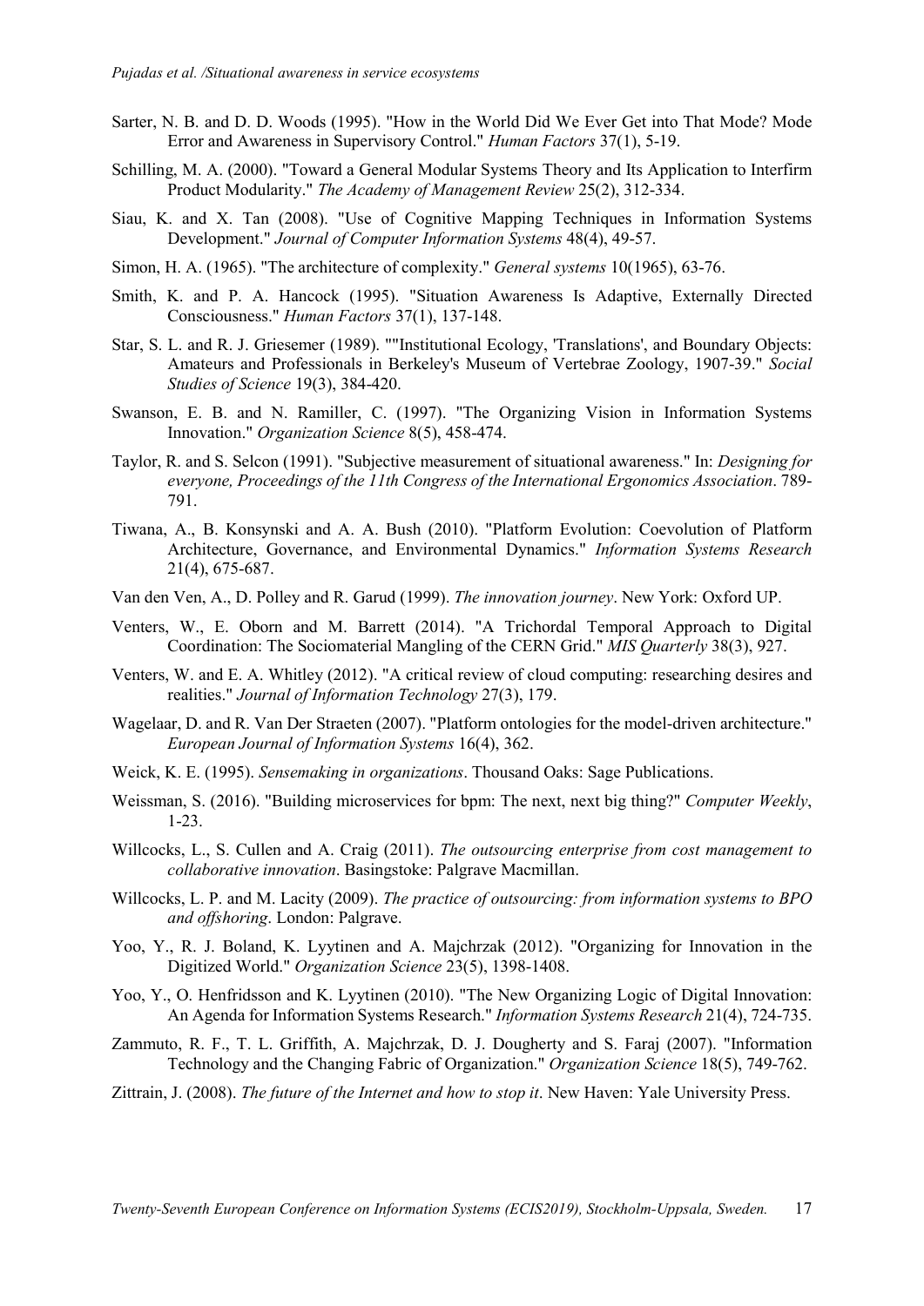Sarter, N. B. and D. D. Woods (1995). "How in the World Did We Ever Get into That Mode? Mode Error and Awareness in Supervisory Control." *Human Factors* 37(1), 5-19.

Schilling, M. A. (2000). "Toward a General Modular Systems Theory and Its Application to Interfirm Product Modularity." *The Academy of Management Review* 25(2), 312-334.

Siau, K. and X. Tan (2008). "Use of Cognitive Mapping Techniques in Information Systems Development." *Journal of Computer Information Systems* 48(4), 49-57.

Simon, H. A. (1965). "The architecture of complexity." *General systems* 10(1965), 63-76.

Smith, K. and P. A. Hancock (1995). "Situation Awareness Is Adaptive, Externally Directed Consciousness." *Human Factors* 37(1), 137-148.

Star, S. L. and R. J. Griesemer (1989). ""Institutional Ecology, 'Translations', and Boundary Objects: Amateurs and Professionals in Berkeley's Museum of Vertebrae Zoology, 1907-39." *Social Studies of Science* 19(3), 384-420.

Swanson, E. B. and N. Ramiller, C. (1997). "The Organizing Vision in Information Systems Innovation." *Organization Science* 8(5), 458-474.

Taylor, R. and S. Selcon (1991). "Subjective measurement of situational awareness." In: *Designing for everyone, Proceedings of the 11th Congress of the International Ergonomics Association*. 789-791.

Tiwana, A., B. Konsynski and A. A. Bush (2010). "Platform Evolution: Coevolution of Platform Architecture, Governance, and Environmental Dynamics." *Information Systems Research* 21(4), 675-687.

Van den Ven, A., D. Polley and R. Garud (1999). *The innovation journey*. New York: Oxford UP.

Venters, W., E. Oborn and M. Barrett (2014). "A Trichordal Temporal Approach to Digital Coordination: The Sociomaterial Mangling of the CERN Grid." *MIS Quarterly* 38(3), 927.

Venters, W. and E. A. Whitley (2012). "A critical review of cloud computing: researching desires and realities." *Journal of Information Technology* 27(3), 179.

Wagelaar, D. and R. Van Der Straeten (2007). "Platform ontologies for the model-driven architecture." *European Journal of Information Systems* 16(4), 362.

Weick, K. E. (1995). *Sensemaking in organizations*. Thousand Oaks: Sage Publications.

Weissman, S. (2016). "Building microservices for bpm: The next, next big thing?" *Computer Weekly*, 1-23.

Willcocks, L., S. Cullen and A. Craig (2011). *The outsourcing enterprise from cost management to collaborative innovation*. Basingstoke: Palgrave Macmillan.

Willcocks, L. P. and M. Lacity (2009). *The practice of outsourcing: from information systems to BPO and offshoring*. London: Palgrave.

Yoo, Y., R. J. Boland, K. Lyytinen and A. Majchrzak (2012). "Organizing for Innovation in the Digitized World." *Organization Science* 23(5), 1398-1408.

Yoo, Y., O. Henfridsson and K. Lyytinen (2010). "The New Organizing Logic of Digital Innovation: An Agenda for Information Systems Research." *Information Systems Research* 21(4), 724-735.

Zammuto, R. F., T. L. Griffith, A. Majchrzak, D. J. Dougherty and S. Faraj (2007). "Information Technology and the Changing Fabric of Organization." *Organization Science* 18(5), 749-762.

Zittrain, J. (2008). *The future of the Internet and how to stop it*. New Haven: Yale University Press.